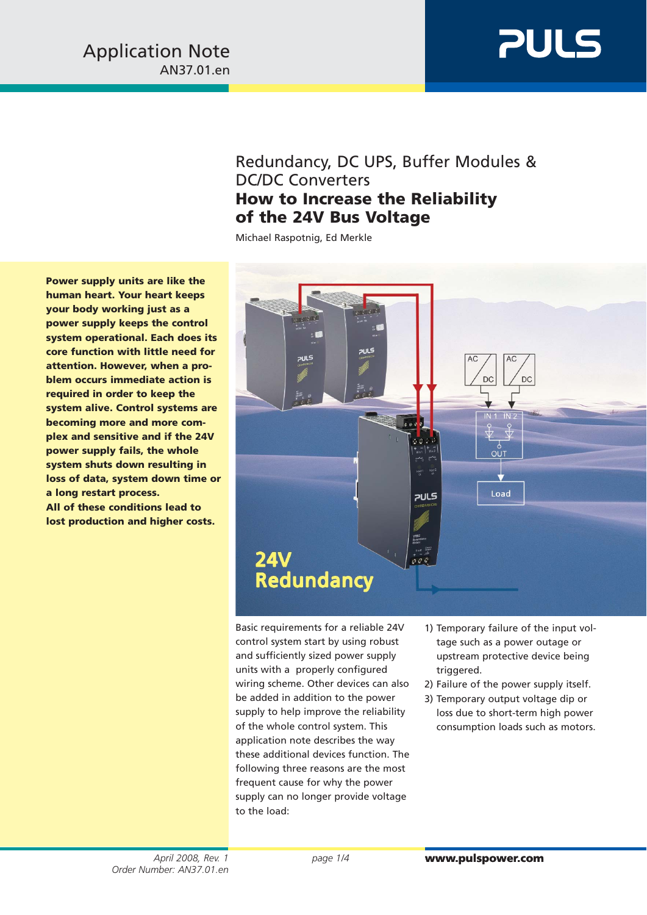Application Note
AN37.01.en

# Redundancy, DC UPS, Buffer Modules & DC/DC Converters

## How to Increase the Reliability of the 24V Bus Voltage

Michael Raspotnig, Ed Merkle

**Power supply units are like the human heart. Your heart keeps your body working just as a power supply keeps the control system operational. Each does its core function with little need for attention. However, when a problem occurs immediate action is required in order to keep the system alive. Control systems are becoming more and more complex and sensitive and if the 24V power supply fails, the whole system shuts down resulting in loss of data, system down time or a long restart process.**
**All of these conditions lead to lost production and higher costs.**

Basic requirements for a reliable 24V control system start by using robust and sufficiently sized power supply units with a properly configured wiring scheme. Other devices can also be added in addition to the power supply to help improve the reliability of the whole control system. This application note describes the way these additional devices function. The following three reasons are the most frequent cause for why the power supply can no longer provide voltage to the load:

1) Temporary failure of the input voltage such as a power outage or upstream protective device being triggered.
2) Failure of the power supply itself.
3) Temporary output voltage dip or loss due to short-term high power consumption loads such as motors.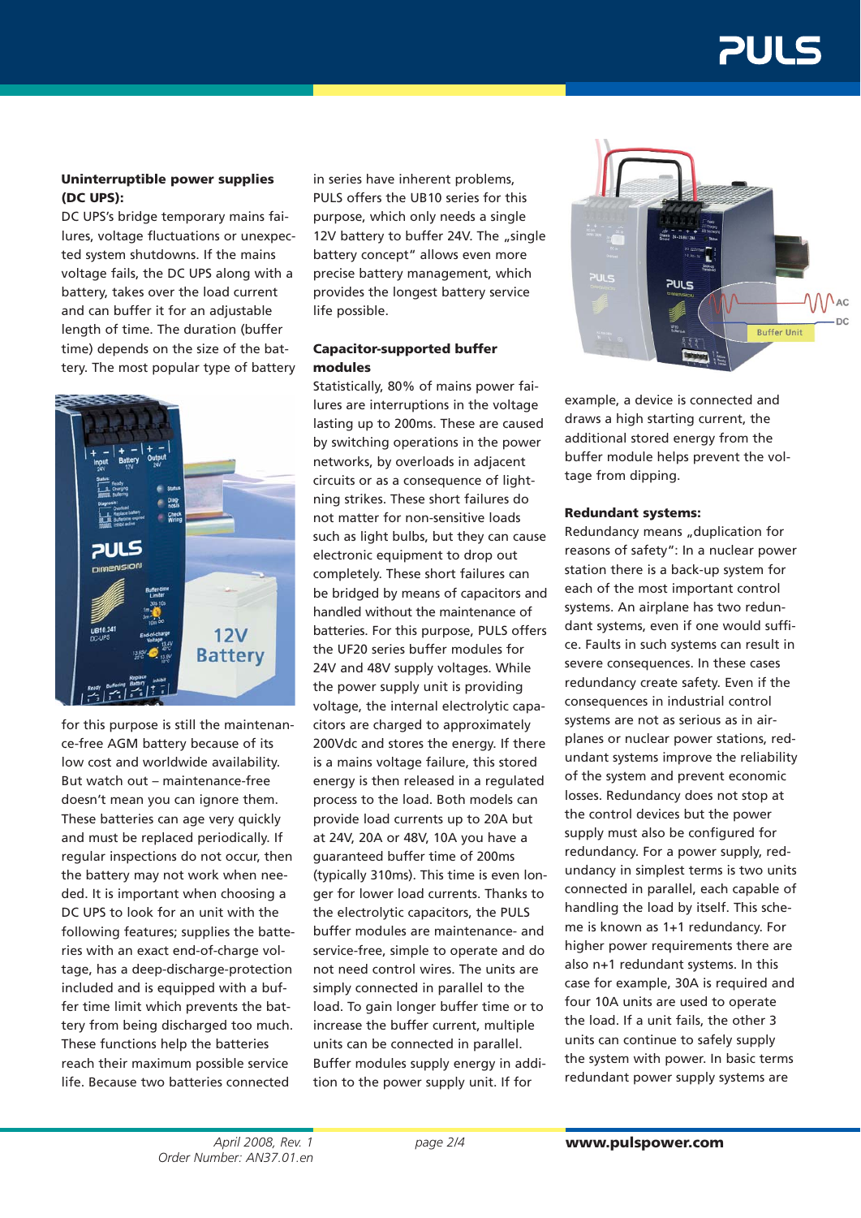**Uninterruptible power supplies (DC UPS):**

DC UPS's bridge temporary mains failures, voltage fluctuations or unexpected system shutdowns. If the mains voltage fails, the DC UPS along with a battery, takes over the load current and can buffer it for an adjustable length of time. The duration (buffer time) depends on the size of the battery. The most popular type of battery for this purpose is still the maintenance-free AGM battery because of its low cost and worldwide availability. But watch out – maintenance-free doesn't mean you can ignore them. These batteries can age very quickly and must be replaced periodically. If regular inspections do not occur, then the battery may not work when needed. It is important when choosing a DC UPS to look for an unit with the following features; supplies the batteries with an exact end-of-charge voltage, has a deep-discharge-protection included and is equipped with a buffer time limit which prevents the battery from being discharged too much. These functions help the batteries reach their maximum possible service life. Because two batteries connected in series have inherent problems, PULS offers the UB10 series for this purpose, which only needs a single 12V battery to buffer 24V. The „single battery concept" allows even more precise battery management, which provides the longest battery service life possible.

**Capacitor-supported buffer modules**

Statistically, 80% of mains power failures are interruptions in the voltage lasting up to 200ms. These are caused by switching operations in the power networks, by overloads in adjacent circuits or as a consequence of lightning strikes. These short failures do not matter for non-sensitive loads such as light bulbs, but they can cause electronic equipment to drop out completely. These short failures can be bridged by means of capacitors and handled without the maintenance of batteries. For this purpose, PULS offers the UF20 series buffer modules for 24V and 48V supply voltages. While the power supply unit is providing voltage, the internal electrolytic capacitors are charged to approximately 200Vdc and stores the energy. If there is a mains voltage failure, this stored energy is then released in a regulated process to the load. Both models can provide load currents up to 20A but at 24V, 20A or 48V, 10A you have a guaranteed buffer time of 200ms (typically 310ms). This time is even longer for lower load currents. Thanks to the electrolytic capacitors, the PULS buffer modules are maintenance- and service-free, simple to operate and do not need control wires. The units are simply connected in parallel to the load. To gain longer buffer time or to increase the buffer current, multiple units can be connected in parallel. Buffer modules supply energy in addition to the power supply unit. If for example, a device is connected and draws a high starting current, the additional stored energy from the buffer module helps prevent the voltage from dipping.

**Redundant systems:**

Redundancy means „duplication for reasons of safety": In a nuclear power station there is a back-up system for each of the most important control systems. An airplane has two redundant systems, even if one would suffice. Faults in such systems can result in severe consequences. In these cases redundancy create safety. Even if the consequences in industrial control systems are not as serious as in airplanes or nuclear power stations, redundant systems improve the reliability of the system and prevent economic losses. Redundancy does not stop at the control devices but the power supply must also be configured for redundancy. For a power supply, redundancy in simplest terms is two units connected in parallel, each capable of handling the load by itself. This scheme is known as 1+1 redundancy. For higher power requirements there are also n+1 redundant systems. In this case for example, 30A is required and four 10A units are used to operate the load. If a unit fails, the other 3 units can continue to safely supply the system with power. In basic terms redundant power supply systems are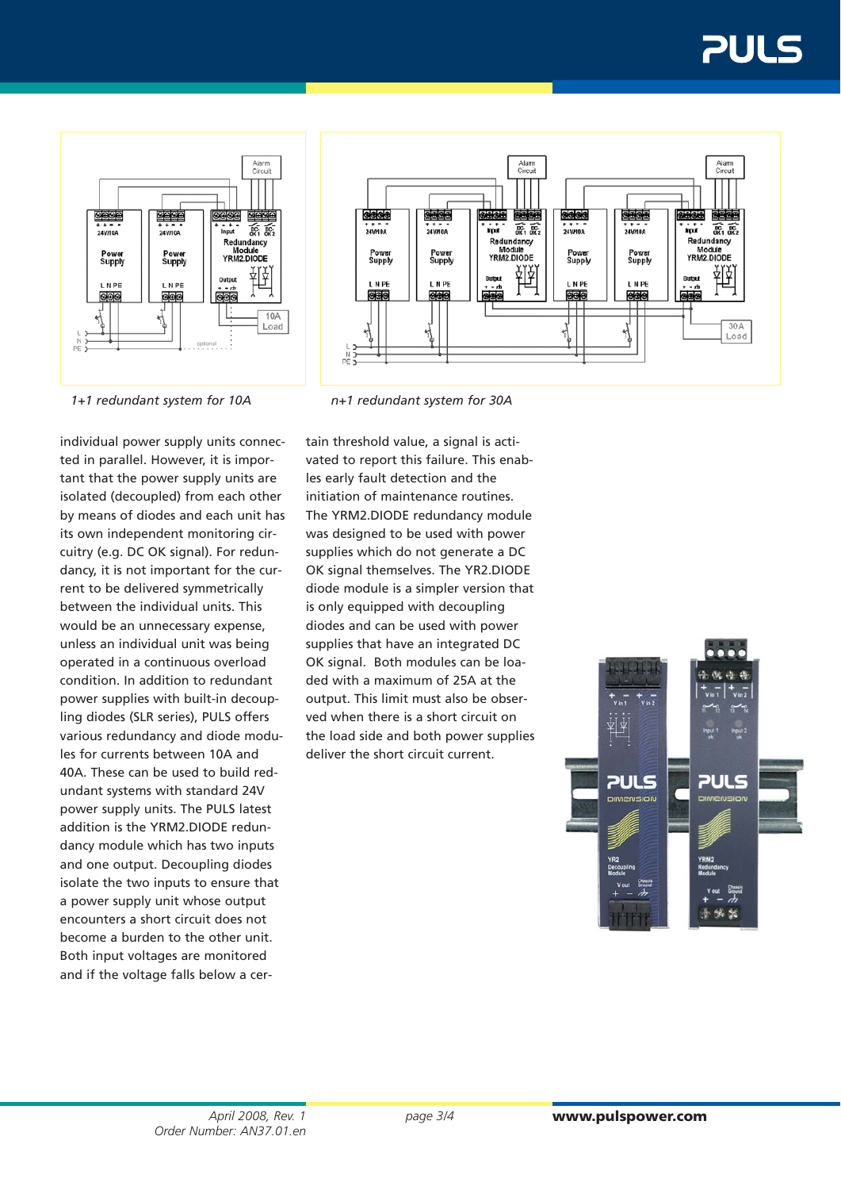*1+1 redundant system for 10A*

*n+1 redundant system for 30A*

individual power supply units connected in parallel. However, it is important that the power supply units are isolated (decoupled) from each other by means of diodes and each unit has its own independent monitoring circuitry (e.g. DC OK signal). For redundancy, it is not important for the current to be delivered symmetrically between the individual units. This would be an unnecessary expense, unless an individual unit was being operated in a continuous overload condition. In addition to redundant power supplies with built-in decoupling diodes (SLR series), PULS offers various redundancy and diode modules for currents between 10A and 40A. These can be used to build redundant systems with standard 24V power supply units. The PULS latest addition is the YRM2.DIODE redundancy module which has two inputs and one output. Decoupling diodes isolate the two inputs to ensure that a power supply unit whose output encounters a short circuit does not become a burden to the other unit. Both input voltages are monitored and if the voltage falls below a certain threshold value, a signal is activated to report this failure. This enables early fault detection and the initiation of maintenance routines. The YRM2.DIODE redundancy module was designed to be used with power supplies which do not generate a DC OK signal themselves. The YR2.DIODE diode module is a simpler version that is only equipped with decoupling diodes and can be used with power supplies that have an integrated DC OK signal. Both modules can be loaded with a maximum of 25A at the output. This limit must also be observed when there is a short circuit on the load side and both power supplies deliver the short circuit current.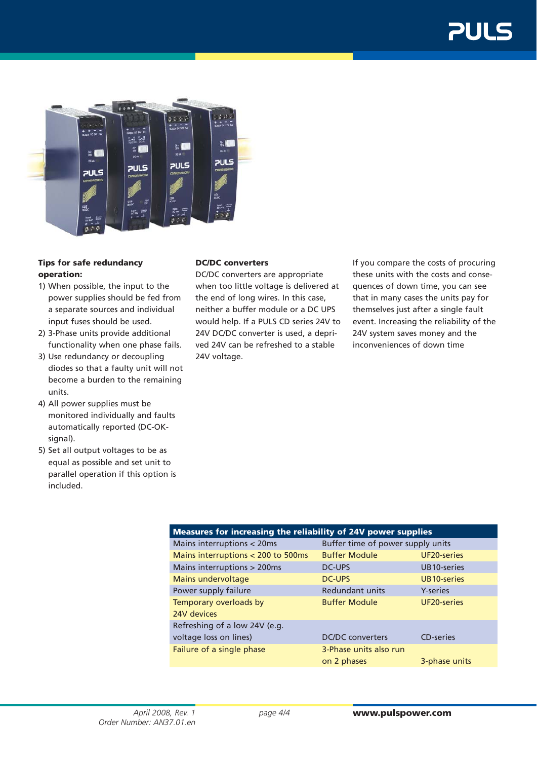**Tips for safe redundancy operation:**

1) When possible, the input to the power supplies should be fed from a separate sources and individual input fuses should be used.
2) 3-Phase units provide additional functionality when one phase fails.
3) Use redundancy or decoupling diodes so that a faulty unit will not become a burden to the remaining units.
4) All power supplies must be monitored individually and faults automatically reported (DC-OK-signal).
5) Set all output voltages to be as equal as possible and set unit to parallel operation if this option is included.

**DC/DC converters**

DC/DC converters are appropriate when too little voltage is delivered at the end of long wires. In this case, neither a buffer module or a DC UPS would help. If a PULS CD series 24V to 24V DC/DC converter is used, a deprived 24V can be refreshed to a stable 24V voltage.

If you compare the costs of procuring these units with the costs and consequences of down time, you can see that in many cases the units pay for themselves just after a single fault event. Increasing the reliability of the 24V system saves money and the inconveniences of down time

| Measures for increasing the reliability of 24V power supplies | | |
|---|---|---|
| Mains interruptions < 20ms | Buffer time of power supply units | |
| Mains interruptions < 200 to 500ms | Buffer Module | UF20-series |
| Mains interruptions > 200ms | DC-UPS | UB10-series |
| Mains undervoltage | DC-UPS | UB10-series |
| Power supply failure | Redundant units | Y-series |
| Temporary overloads by 24V devices | Buffer Module | UF20-series |
| Refreshing of a low 24V (e.g. voltage loss on lines) | DC/DC converters | CD-series |
| Failure of a single phase | 3-Phase units also run on 2 phases | 3-phase units |

April 2008, Rev. 1
Order Number: AN37.01.en

**www.pulspower.com**